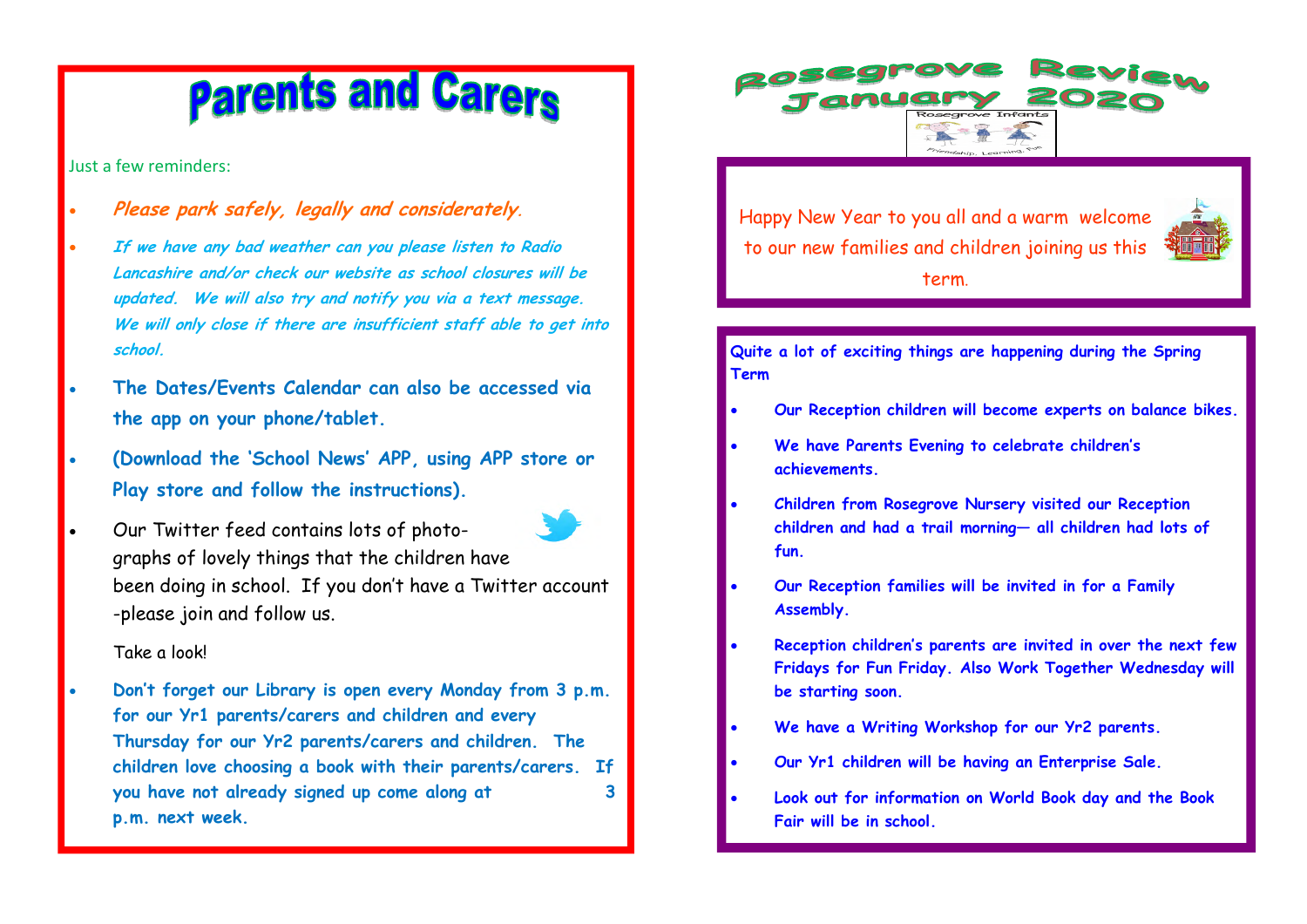# Parents and Carers

Just a few reminders:

- ***Please park safely, legally and considerately.***
- ***If we have any bad weather can you please listen to Radio Lancashire and/or check our website as school closures will be updated. We will also try and notify you via a text message. We will only close if there are insufficient staff able to get into school.***
- **The Dates/Events Calendar can also be accessed via the app on your phone/tablet.**
- **(Download the 'School News' APP, using APP store or Play store and follow the instructions).**
- Our Twitter feed contains lots of photo-graphs of lovely things that the children have been doing in school. If you don't have a Twitter account -please join and follow us.

  Take a look!
- **Don't forget our Library is open every Monday from 3 p.m. for our Yr1 parents/carers and children and every Thursday for our Yr2 parents/carers and children. The children love choosing a book with their parents/carers. If you have not already signed up come along at 3 p.m. next week.**

# Rosegrove Review January 2020

Rosegrove Infants

Friendship, Learning, Fun

Happy New Year to you all and a warm welcome to our new families and children joining us this term.

**Quite a lot of exciting things are happening during the Spring Term**

- **Our Reception children will become experts on balance bikes.**
- **We have Parents Evening to celebrate children's achievements.**
- **Children from Rosegrove Nursery visited our Reception children and had a trail morning— all children had lots of fun.**
- **Our Reception families will be invited in for a Family Assembly.**
- **Reception children's parents are invited in over the next few Fridays for Fun Friday. Also Work Together Wednesday will be starting soon.**
- **We have a Writing Workshop for our Yr2 parents.**
- **Our Yr1 children will be having an Enterprise Sale.**
- **Look out for information on World Book day and the Book Fair will be in school.**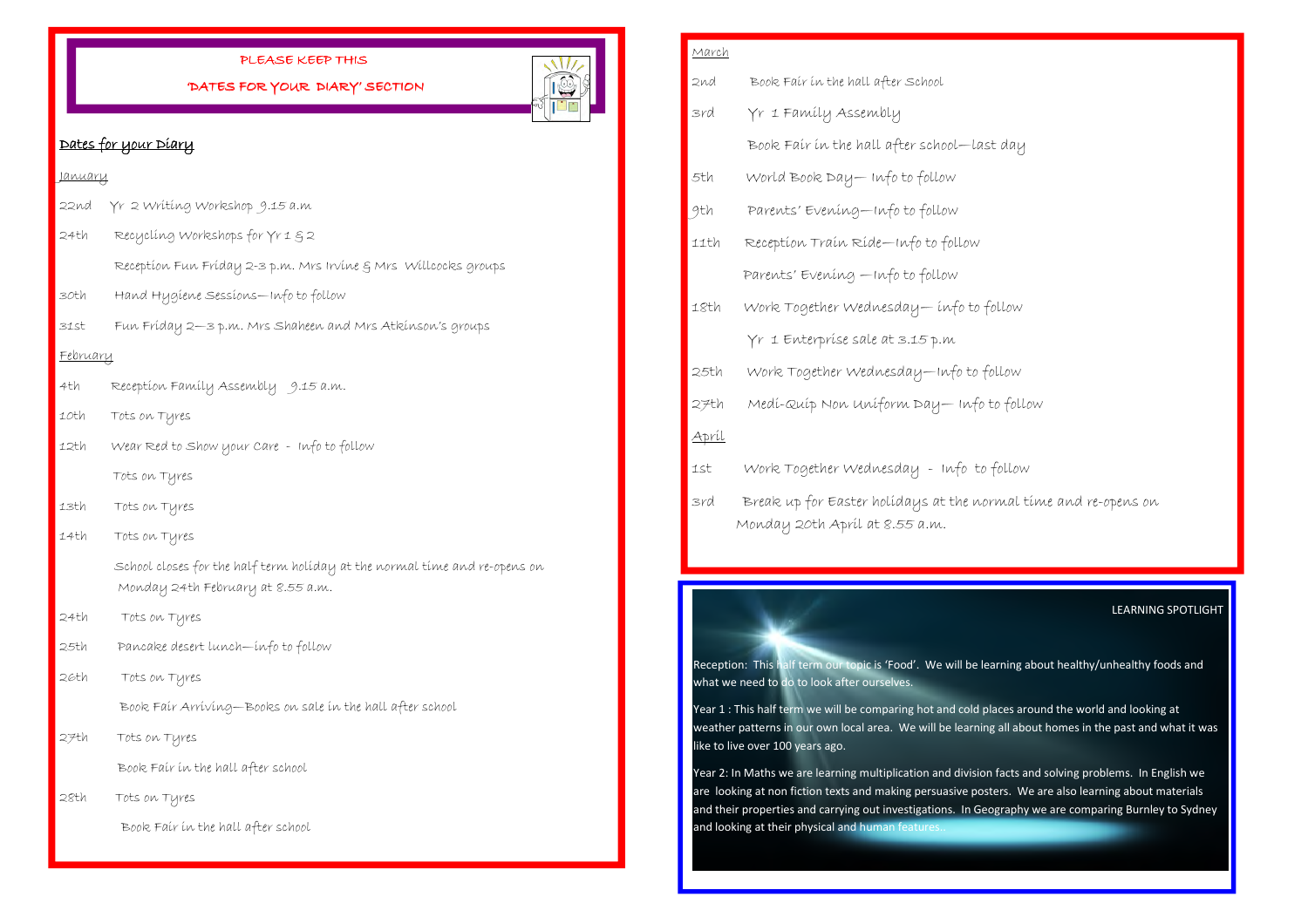PLEASE KEEP THIS

'DATES FOR YOUR DIARY' SECTION

## Dates for your Diary

**January**

22nd Yr 2 Writing Workshop 9.15 a.m

24th Recycling Workshops for Yr 1 & 2

Reception Fun Friday 2-3 p.m. Mrs Irvine & Mrs Willcocks groups

30th Hand Hygiene Sessions—Info to follow

31st Fun Friday 2—3 p.m. Mrs Shaheen and Mrs Atkinson's groups

**February**

4th Reception Family Assembly 9.15 a.m.

10th Tots on Tyres

12th Wear Red to Show your Care - Info to follow

Tots on Tyres

13th Tots on Tyres

14th Tots on Tyres

School closes for the half term holiday at the normal time and re-opens on Monday 24th February at 8.55 a.m.

24th Tots on Tyres

25th Pancake desert lunch—info to follow

26th Tots on Tyres

Book Fair Arriving—Books on sale in the hall after school

27th Tots on Tyres

Book Fair in the hall after school

28th Tots on Tyres

Book Fair in the hall after school

**March**

2nd Book Fair in the hall after School

3rd Yr 1 Family Assembly

Book Fair in the hall after school—last day

5th World Book Day— Info to follow

9th Parents' Evening—Info to follow

11th Reception Train Ride—Info to follow

Parents' Evening —Info to follow

18th Work Together Wednesday— info to follow

Yr 1 Enterprise sale at 3.15 p.m.

25th Work Together Wednesday—Info to follow

27th Medi-Quip Non Uniform Day— Info to follow

**April**

1st Work Together Wednesday - Info to follow

3rd Break up for Easter holidays at the normal time and re-opens on Monday 20th April at 8.55 a.m.

## LEARNING SPOTLIGHT

Reception: This half term our topic is 'Food'. We will be learning about healthy/unhealthy foods and what we need to do to look after ourselves.

Year 1 : This half term we will be comparing hot and cold places around the world and looking at weather patterns in our own local area. We will be learning all about homes in the past and what it was like to live over 100 years ago.

Year 2: In Maths we are learning multiplication and division facts and solving problems. In English we are looking at non fiction texts and making persuasive posters. We are also learning about materials and their properties and carrying out investigations. In Geography we are comparing Burnley to Sydney and looking at their physical and human features.